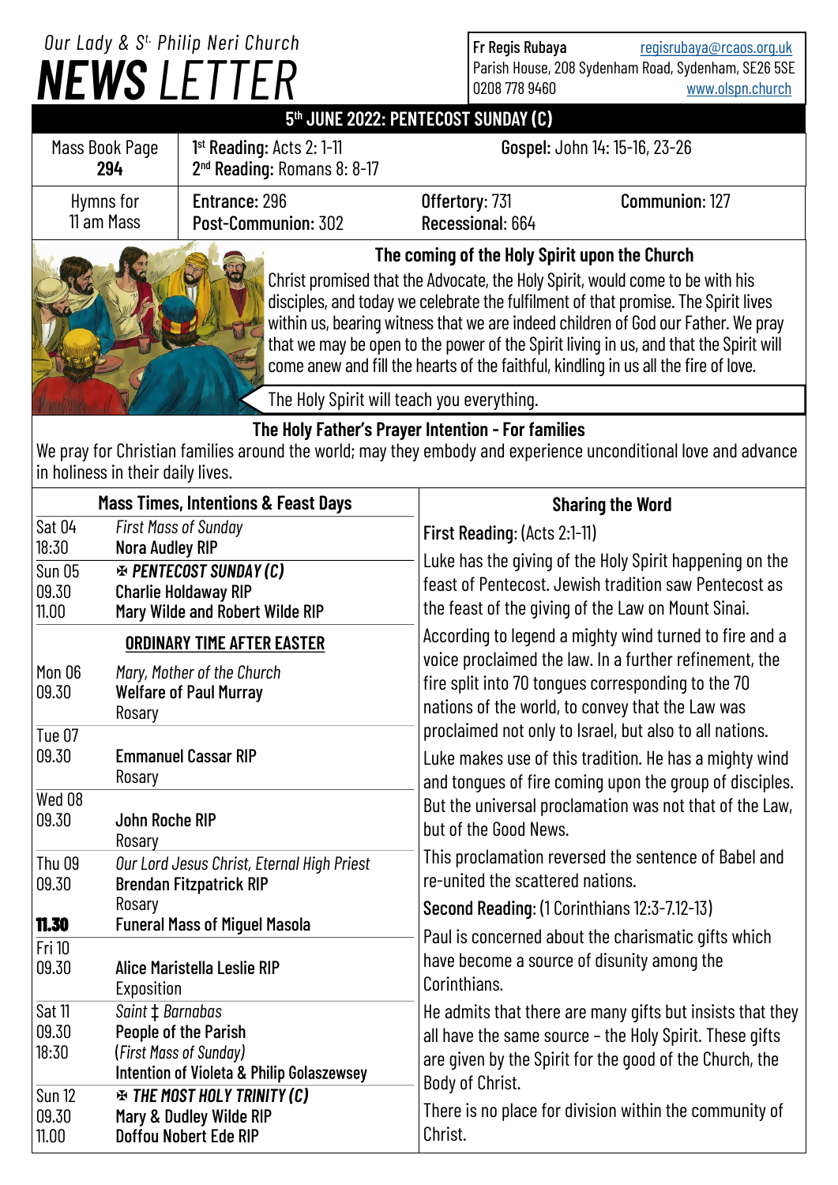# Our Lady & St. Philip Neri Church NEWS LETTER

Fr Regis Rubaya regisrubaya@rcaos.org.uk
Parish House, 208 Sydenham Road, Sydenham, SE26 5SE
0208 778 9460 www.olspn.church

## 5th JUNE 2022: PENTECOST SUNDAY (C)

| Mass Book Page 294 | 1st Reading: Acts 2: 1-11<br>2nd Reading: Romans 8: 8-17 | Gospel: John 14: 15-16, 23-26 | |
|---|---|---|---|
| Hymns for 11 am Mass | Entrance: 296<br>Post-Communion: 302 | Offertory: 731<br>Recessional: 664 | Communion: 127 |

### The coming of the Holy Spirit upon the Church

Christ promised that the Advocate, the Holy Spirit, would come to be with his disciples, and today we celebrate the fulfilment of that promise. The Spirit lives within us, bearing witness that we are indeed children of God our Father. We pray that we may be open to the power of the Spirit living in us, and that the Spirit will come anew and fill the hearts of the faithful, kindling in us all the fire of love.

The Holy Spirit will teach you everything.

### The Holy Father's Prayer Intention - For families

We pray for Christian families around the world; may they embody and experience unconditional love and advance in holiness in their daily lives.

### Mass Times, Intentions & Feast Days

| Day/Time | Intention |
|---|---|
| Sat 04 | *First Mass of Sunday* |
| 18:30 | **Nora Audley RIP** |
| Sun 05 | ***✠ PENTECOST SUNDAY (C)*** |
| 09.30 | **Charlie Holdaway RIP** |
| 11.00 | **Mary Wilde and Robert Wilde RIP** |
| | **ORDINARY TIME AFTER EASTER** |
| Mon 06 | *Mary, Mother of the Church* |
| 09.30 | **Welfare of Paul Murray** |
| | Rosary |
| Tue 07 | |
| 09.30 | **Emmanuel Cassar RIP** |
| | Rosary |
| Wed 08 | |
| 09.30 | **John Roche RIP** |
| | Rosary |
| Thu 09 | *Our Lord Jesus Christ, Eternal High Priest* |
| 09.30 | **Brendan Fitzpatrick RIP** |
| | Rosary |
| **11.30** | **Funeral Mass of Miguel Masola** |
| Fri 10 | |
| 09.30 | **Alice Maristella Leslie RIP** |
| | Exposition |
| Sat 11 | *Saint ‡ Barnabas* |
| 09.30 | **People of the Parish** |
| 18:30 | (*First Mass of Sunday*) |
| | **Intention of Violeta & Philip Golaszewsey** |
| Sun 12 | ***✠ THE MOST HOLY TRINITY (C)*** |
| 09.30 | **Mary & Dudley Wilde RIP** |
| 11.00 | **Doffou Nobert Ede RIP** |

### Sharing the Word

**First Reading**: (Acts 2:1-11)

Luke has the giving of the Holy Spirit happening on the feast of Pentecost. Jewish tradition saw Pentecost as the feast of the giving of the Law on Mount Sinai.

According to legend a mighty wind turned to fire and a voice proclaimed the law. In a further refinement, the fire split into 70 tongues corresponding to the 70 nations of the world, to convey that the Law was proclaimed not only to Israel, but also to all nations.

Luke makes use of this tradition. He has a mighty wind and tongues of fire coming upon the group of disciples. But the universal proclamation was not that of the Law, but of the Good News.

This proclamation reversed the sentence of Babel and re-united the scattered nations.

**Second Reading**: (1 Corinthians 12:3-7.12-13)

Paul is concerned about the charismatic gifts which have become a source of disunity among the Corinthians.

He admits that there are many gifts but insists that they all have the same source – the Holy Spirit. These gifts are given by the Spirit for the good of the Church, the Body of Christ.

There is no place for division within the community of Christ.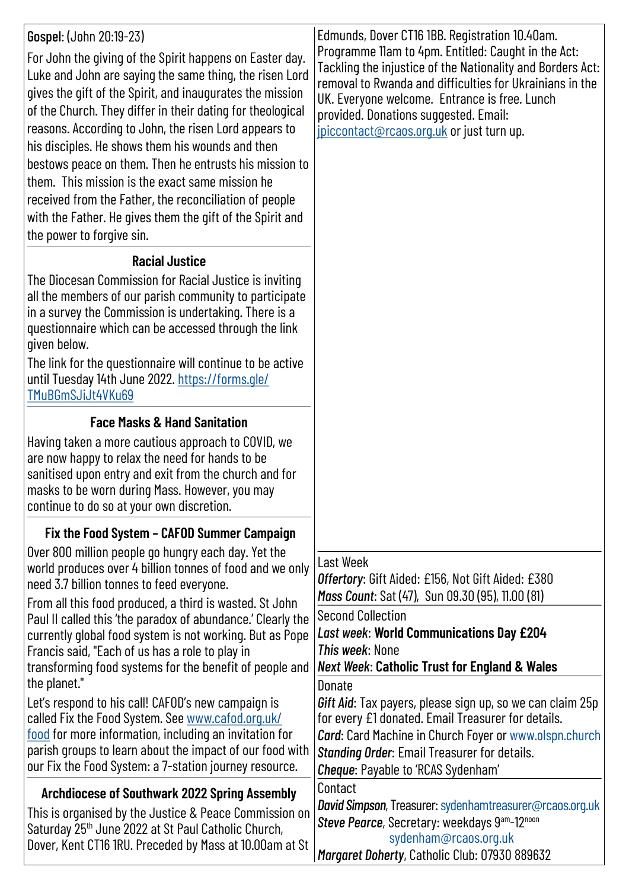**Gospel**: (John 20:19-23)

For John the giving of the Spirit happens on Easter day. Luke and John are saying the same thing, the risen Lord gives the gift of the Spirit, and inaugurates the mission of the Church. They differ in their dating for theological reasons. According to John, the risen Lord appears to his disciples. He shows them his wounds and then bestows peace on them. Then he entrusts his mission to them. This mission is the exact same mission he received from the Father, the reconciliation of people with the Father. He gives them the gift of the Spirit and the power to forgive sin.

### Racial Justice

The Diocesan Commission for Racial Justice is inviting all the members of our parish community to participate in a survey the Commission is undertaking. There is a questionnaire which can be accessed through the link given below.

The link for the questionnaire will continue to be active until Tuesday 14th June 2022. https://forms.gle/TMuBGmSJiJt4VKu69

### Face Masks & Hand Sanitation

Having taken a more cautious approach to COVID, we are now happy to relax the need for hands to be sanitised upon entry and exit from the church and for masks to be worn during Mass. However, you may continue to do so at your own discretion.

### Fix the Food System – CAFOD Summer Campaign

Over 800 million people go hungry each day. Yet the world produces over 4 billion tonnes of food and we only need 3.7 billion tonnes to feed everyone.

From all this food produced, a third is wasted. St John Paul II called this 'the paradox of abundance.' Clearly the currently global food system is not working. But as Pope Francis said, "Each of us has a role to play in transforming food systems for the benefit of people and the planet."

Let's respond to his call! CAFOD's new campaign is called Fix the Food System. See www.cafod.org.uk/food for more information, including an invitation for parish groups to learn about the impact of our food with our Fix the Food System: a 7-station journey resource.

### Archdiocese of Southwark 2022 Spring Assembly

This is organised by the Justice & Peace Commission on Saturday 25th June 2022 at St Paul Catholic Church, Dover, Kent CT16 1RU. Preceded by Mass at 10.00am at St Edmunds, Dover CT16 1BB. Registration 10.40am. Programme 11am to 4pm. Entitled: Caught in the Act: Tackling the injustice of the Nationality and Borders Act: removal to Rwanda and difficulties for Ukrainians in the UK. Everyone welcome. Entrance is free. Lunch provided. Donations suggested. Email: jpiccontact@rcaos.org.uk or just turn up.

Last Week

*Offertory*: Gift Aided: £156, Not Gift Aided: £380

*Mass Count*: Sat (47), Sun 09.30 (95), 11.00 (81)

Second Collection

*Last week*: **World Communications Day £204**

*This week*: None

*Next Week*: **Catholic Trust for England & Wales**

Donate

*Gift Aid*: Tax payers, please sign up, so we can claim 25p for every £1 donated. Email Treasurer for details.

*Card*: Card Machine in Church Foyer or www.olspn.church

*Standing Order*: Email Treasurer for details.

*Cheque*: Payable to 'RCAS Sydenham'

Contact

*David Simpson*, Treasurer: sydenhamtreasurer@rcaos.org.uk

*Steve Pearce*, Secretary: weekdays 9am-12noon sydenham@rcaos.org.uk

*Margaret Doherty*, Catholic Club: 07930 889632